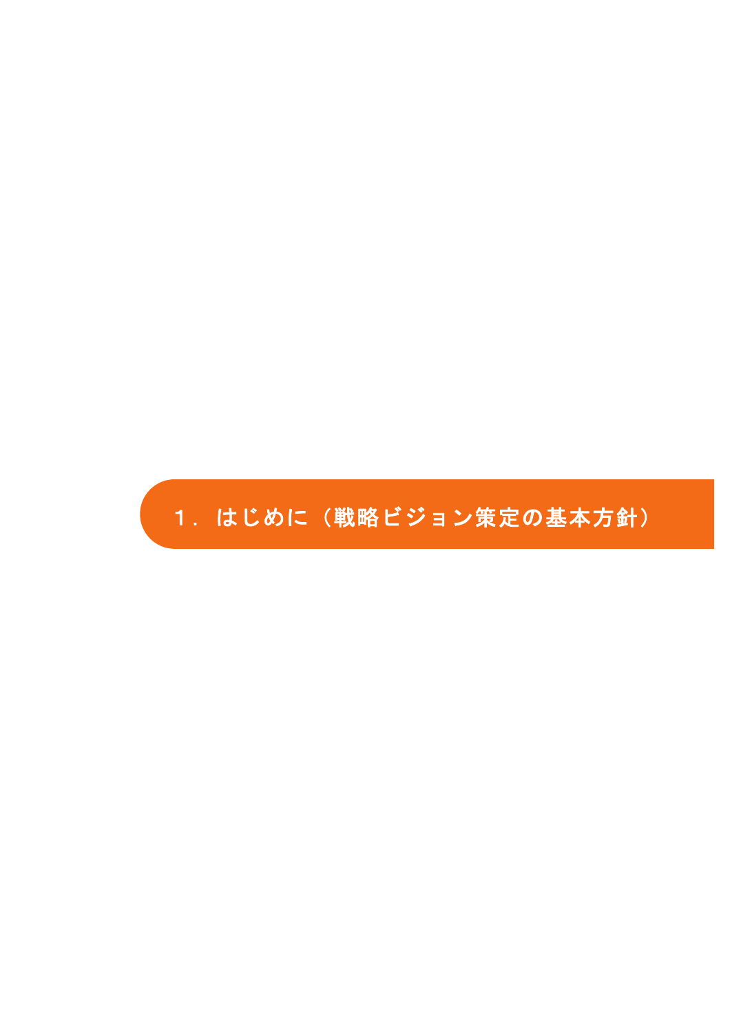# １．はじめに（戦略ビジョン策定の基本方針）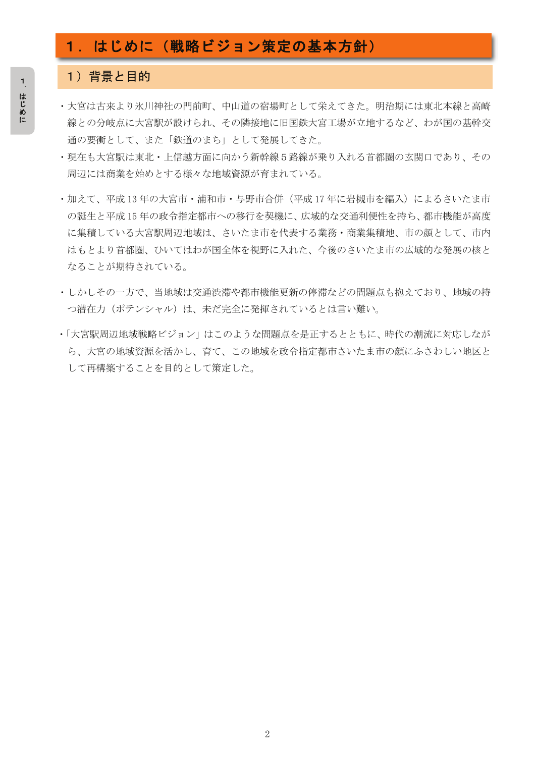# 1．はじめに（戦略ビジョン策定の基本方針）

## 1）背景と目的

・大宮は古来より氷川神社の門前町、中山道の宿場町として栄えてきた。明治期には東北本線と高崎線との分岐点に大宮駅が設けられ、その隣接地に旧国鉄大宮工場が立地するなど、わが国の基幹交通の要衝として、また「鉄道のまち」として発展してきた。

・現在も大宮駅は東北・上信越方面に向かう新幹線５路線が乗り入れる首都圏の玄関口であり、その周辺には商業を始めとする様々な地域資源が育まれている。

・加えて、平成 13 年の大宮市・浦和市・与野市合併（平成 17 年に岩槻市を編入）によるさいたま市の誕生と平成 15 年の政令指定都市への移行を契機に、広域的な交通利便性を持ち、都市機能が高度に集積している大宮駅周辺地域は、さいたま市を代表する業務・商業集積地、市の顔として、市内はもとより首都圏、ひいてはわが国全体を視野に入れた、今後のさいたま市の広域的な発展の核となることが期待されている。

・しかしその一方で、当地域は交通渋滞や都市機能更新の停滞などの問題点も抱えており、地域の持つ潜在力（ポテンシャル）は、未だ完全に発揮されているとは言い難い。

・「大宮駅周辺地域戦略ビジョン」はこのような問題点を是正するとともに、時代の潮流に対応しながら、大宮の地域資源を活かし、育て、この地域を政令指定都市さいたま市の顔にふさわしい地区として再構築することを目的として策定した。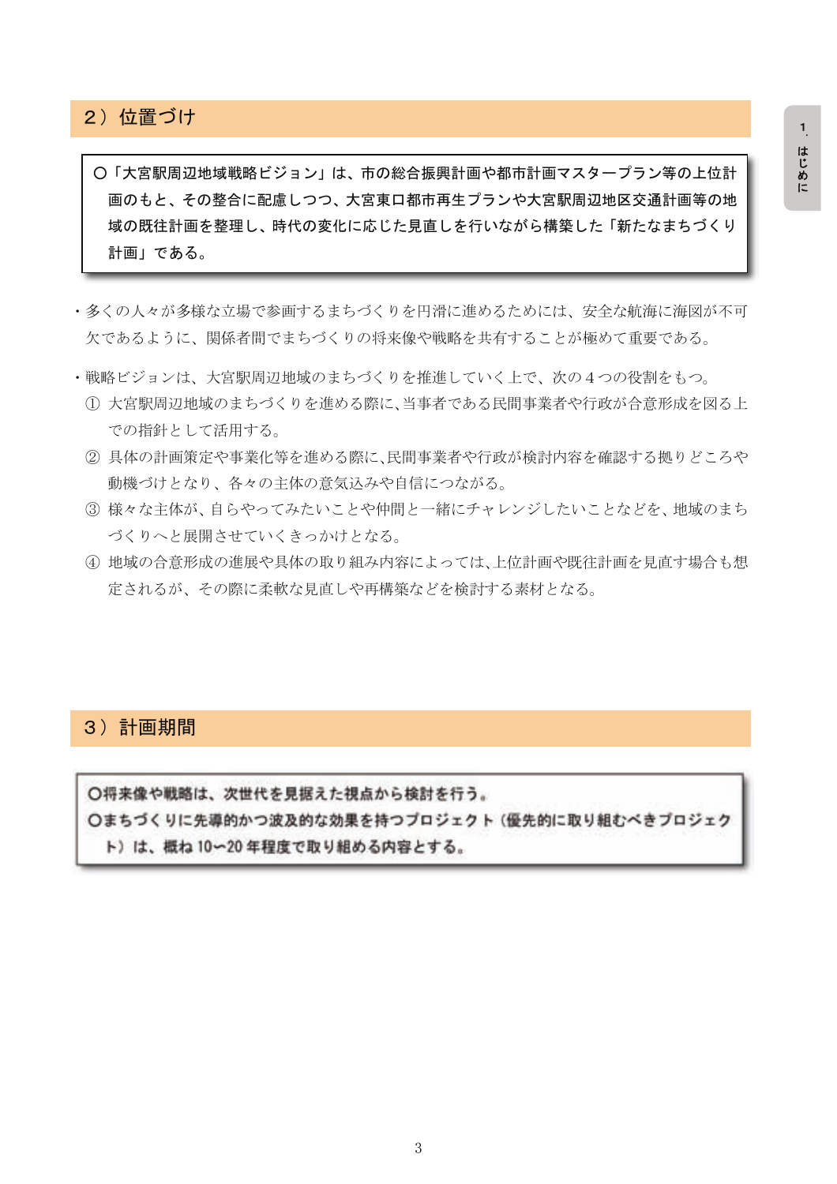## 2）位置づけ

> ○「大宮駅周辺地域戦略ビジョン」は、市の総合振興計画や都市計画マスタープラン等の上位計画のもと、その整合に配慮しつつ、大宮東口都市再生プランや大宮駅周辺地区交通計画等の地域の既往計画を整理し、時代の変化に応じた見直しを行いながら構築した「新たなまちづくり計画」である。

・多くの人々が多様な立場で参画するまちづくりを円滑に進めるためには、安全な航海に海図が不可欠であるように、関係者間でまちづくりの将来像や戦略を共有することが極めて重要である。

・戦略ビジョンは、大宮駅周辺地域のまちづくりを推進していく上で、次の４つの役割をもつ。

① 大宮駅周辺地域のまちづくりを進める際に、当事者である民間事業者や行政が合意形成を図る上での指針として活用する。

② 具体の計画策定や事業化等を進める際に、民間事業者や行政が検討内容を確認する拠りどころや動機づけとなり、各々の主体の意気込みや自信につながる。

③ 様々な主体が、自らやってみたいことや仲間と一緒にチャレンジしたいことなどを、地域のまちづくりへと展開させていくきっかけとなる。

④ 地域の合意形成の進展や具体の取り組み内容によっては、上位計画や既往計画を見直す場合も想定されるが、その際に柔軟な見直しや再構築などを検討する素材となる。

## 3）計画期間

> ○将来像や戦略は、次世代を見据えた視点から検討を行う。
> ○まちづくりに先導的かつ波及的な効果を持つプロジェクト（優先的に取り組むべきプロジェクト）は、概ね 10～20 年程度で取り組める内容とする。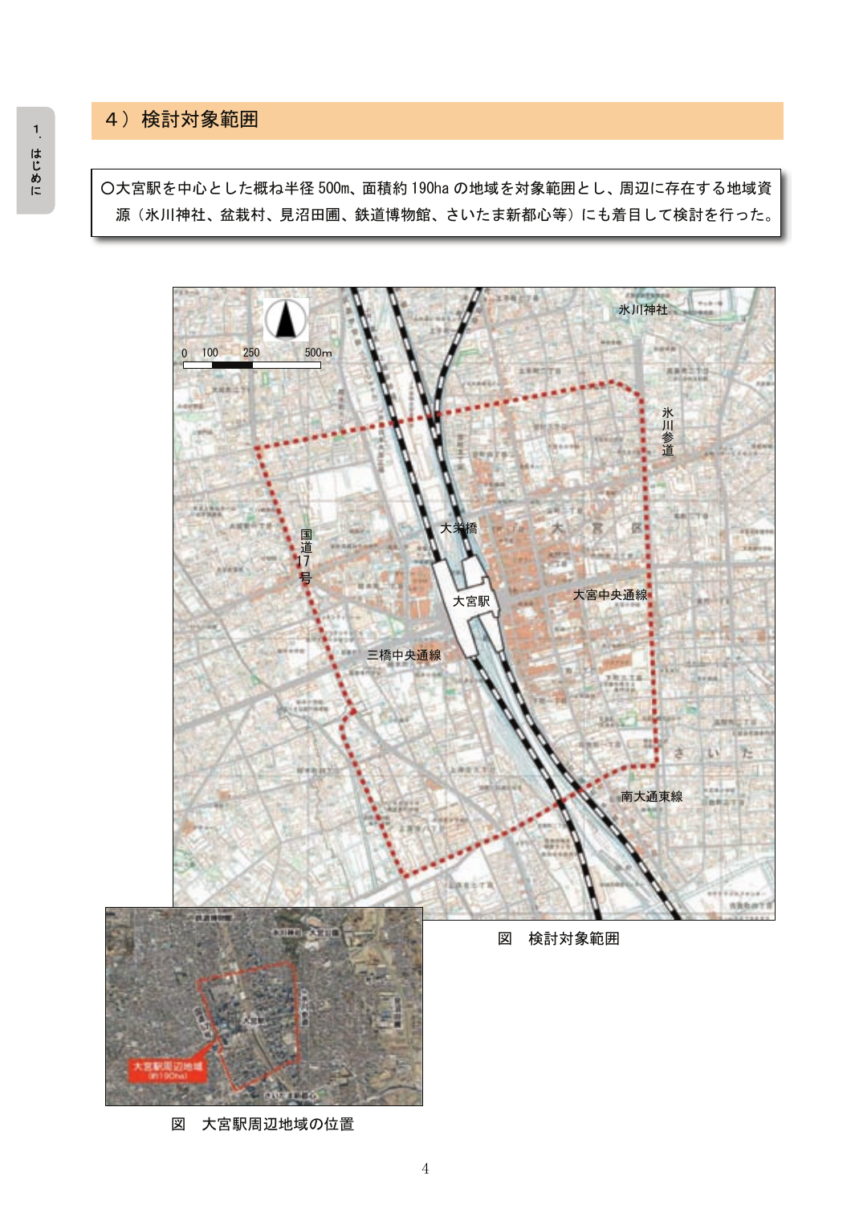## 4）検討対象範囲

○大宮駅を中心とした概ね半径 500m、面積約 190ha の地域を対象範囲とし、周辺に存在する地域資源（氷川神社、盆栽村、見沼田圃、鉄道博物館、さいたま新都心等）にも着目して検討を行った。

図　検討対象範囲

図　大宮駅周辺地域の位置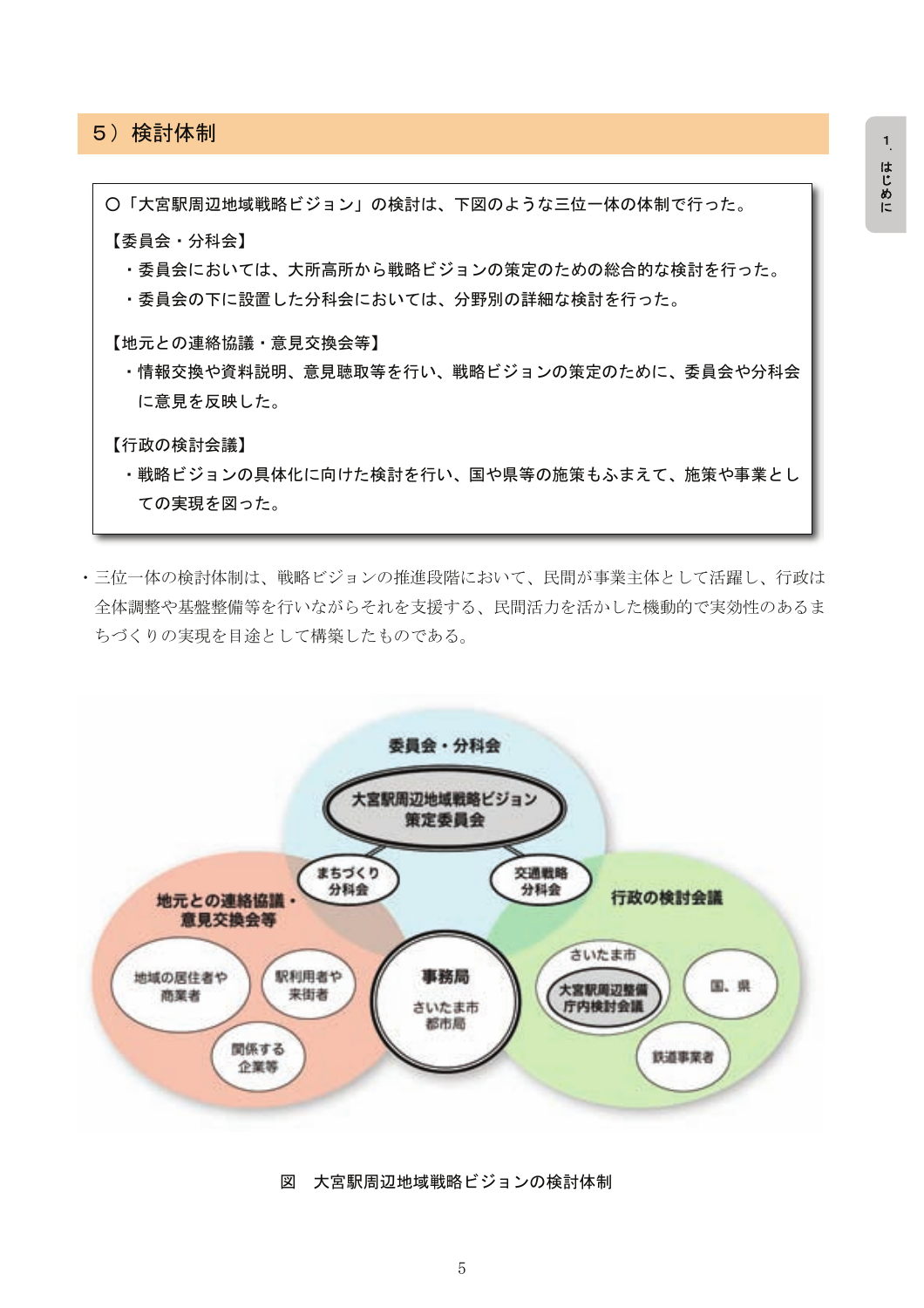## 5）検討体制

○「大宮駅周辺地域戦略ビジョン」の検討は、下図のような三位一体の体制で行った。

【委員会・分科会】

- 委員会においては、大所高所から戦略ビジョンの策定のための総合的な検討を行った。
- 委員会の下に設置した分科会においては、分野別の詳細な検討を行った。

【地元との連絡協議・意見交換会等】

- 情報交換や資料説明、意見聴取等を行い、戦略ビジョンの策定のために、委員会や分科会に意見を反映した。

【行政の検討会議】

- 戦略ビジョンの具体化に向けた検討を行い、国や県等の施策もふまえて、施策や事業としての実現を図った。

・三位一体の検討体制は、戦略ビジョンの推進段階において、民間が事業主体として活躍し、行政は全体調整や基盤整備等を行いながらそれを支援する、民間活力を活かした機動的で実効性のあるまちづくりの実現を目途として構築したものである。

委員会・分科会
大宮駅周辺地域戦略ビジョン策定委員会
まちづくり分科会
交通戦略分科会

地元との連絡協議・意見交換会等
地域の居住者や商業者
駅利用者や来街者
関係する企業等

事務局
さいたま市都市局

行政の検討会議
さいたま市
大宮駅周辺整備庁内検討会議
国、県
鉄道事業者

図　大宮駅周辺地域戦略ビジョンの検討体制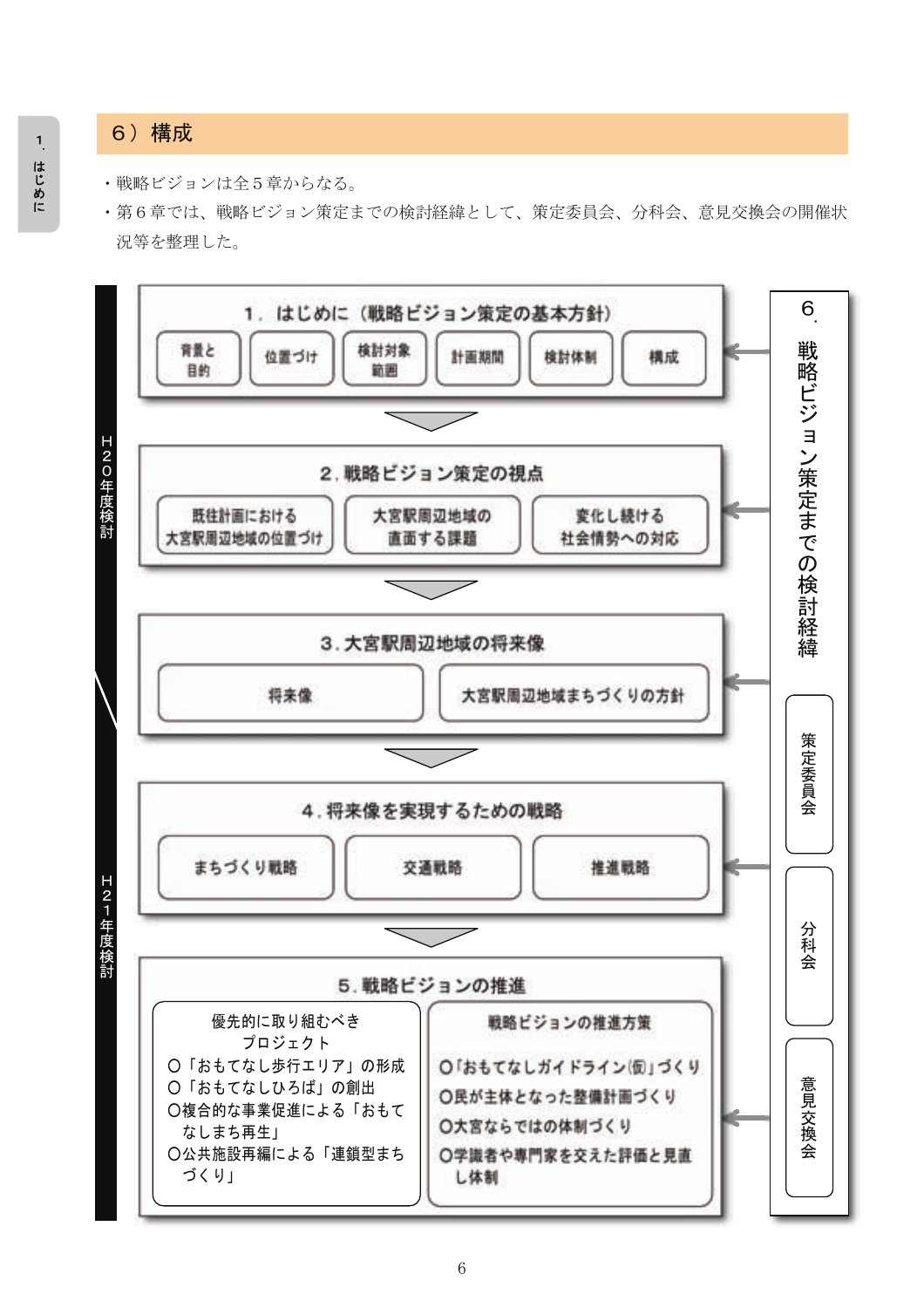## ６）構成

・戦略ビジョンは全５章からなる。
・第６章では、戦略ビジョン策定までの検討経緯として、策定委員会、分科会、意見交換会の開催状況等を整理した。

H20年度検討

H21年度検討

**１．はじめに（戦略ビジョン策定の基本方針）**

背景と目的　位置づけ　検討対象範囲　計画期間　検討体制　構成

**２．戦略ビジョン策定の視点**

既往計画における大宮駅周辺地域の位置づけ　大宮駅周辺地域の直面する課題　変化し続ける社会情勢への対応

**３．大宮駅周辺地域の将来像**

将来像　大宮駅周辺地域まちづくりの方針

**４．将来像を実現するための戦略**

まちづくり戦略　交通戦略　推進戦略

**５．戦略ビジョンの推進**

優先的に取り組むべきプロジェクト
○「おもてなし歩行エリア」の形成
○「おもてなしひろば」の創出
○複合的な事業促進による「おもてなしまち再生」
○公共施設再編による「連鎖型まちづくり」

戦略ビジョンの推進方策
○「おもてなしガイドライン(仮)」づくり
○民が主体となった整備計画づくり
○大宮ならではの体制づくり
○学識者や専門家を交えた評価と見直し体制

**６．戦略ビジョン策定までの検討経緯**

策定委員会　分科会　意見交換会